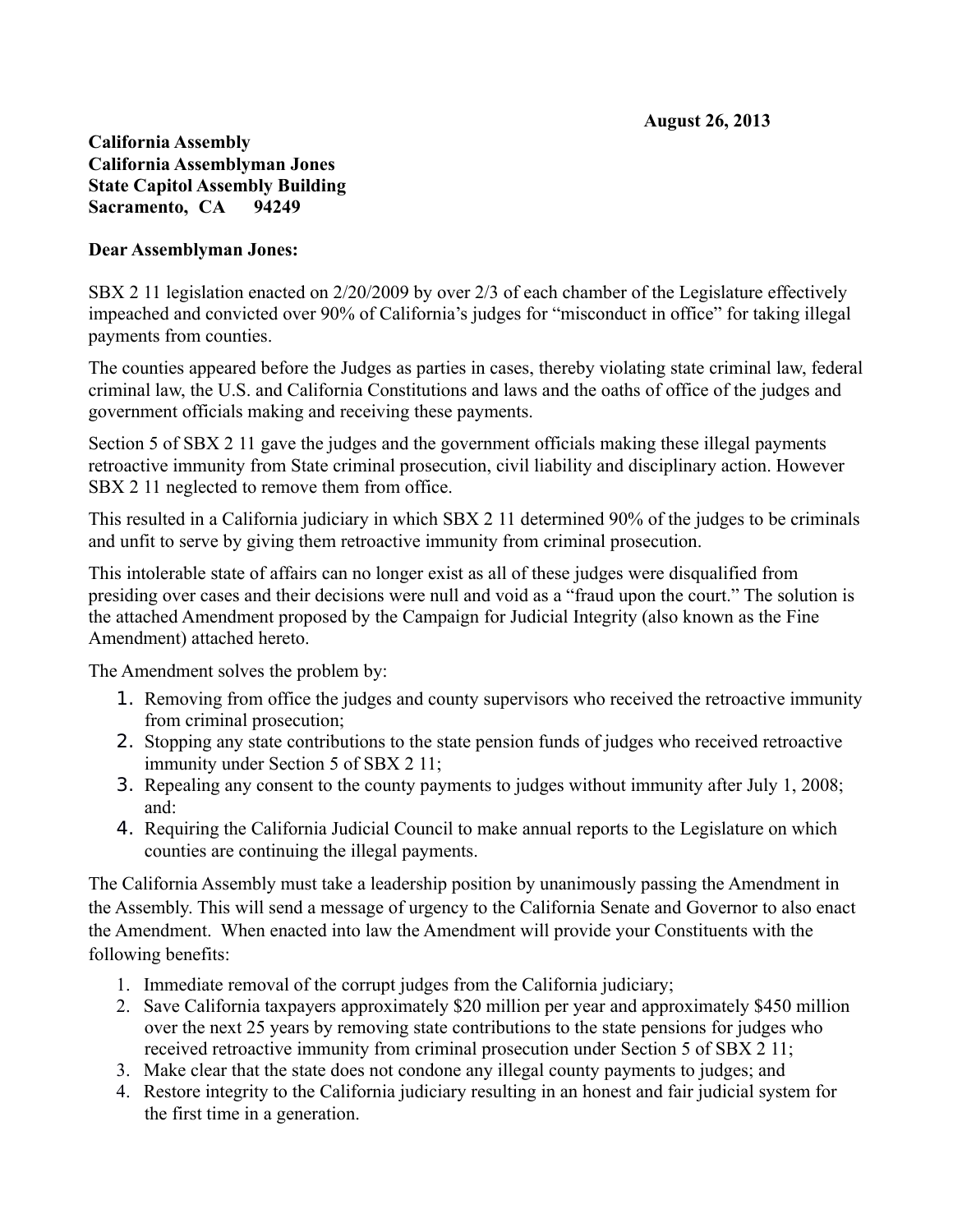**August 26, 2013**

**California Assembly**
**California Assemblyman Jones**
**State Capitol Assembly Building**
**Sacramento, CA 94249**

**Dear Assemblyman Jones:**

SBX 2 11 legislation enacted on 2/20/2009 by over 2/3 of each chamber of the Legislature effectively impeached and convicted over 90% of California's judges for "misconduct in office" for taking illegal payments from counties.

The counties appeared before the Judges as parties in cases, thereby violating state criminal law, federal criminal law, the U.S. and California Constitutions and laws and the oaths of office of the judges and government officials making and receiving these payments.

Section 5 of SBX 2 11 gave the judges and the government officials making these illegal payments retroactive immunity from State criminal prosecution, civil liability and disciplinary action. However SBX 2 11 neglected to remove them from office.

This resulted in a California judiciary in which SBX 2 11 determined 90% of the judges to be criminals and unfit to serve by giving them retroactive immunity from criminal prosecution.

This intolerable state of affairs can no longer exist as all of these judges were disqualified from presiding over cases and their decisions were null and void as a "fraud upon the court." The solution is the attached Amendment proposed by the Campaign for Judicial Integrity (also known as the Fine Amendment) attached hereto.

The Amendment solves the problem by:

1. Removing from office the judges and county supervisors who received the retroactive immunity from criminal prosecution;
2. Stopping any state contributions to the state pension funds of judges who received retroactive immunity under Section 5 of SBX 2 11;
3. Repealing any consent to the county payments to judges without immunity after July 1, 2008; and:
4. Requiring the California Judicial Council to make annual reports to the Legislature on which counties are continuing the illegal payments.

The California Assembly must take a leadership position by unanimously passing the Amendment in the Assembly. This will send a message of urgency to the California Senate and Governor to also enact the Amendment. When enacted into law the Amendment will provide your Constituents with the following benefits:

1. Immediate removal of the corrupt judges from the California judiciary;
2. Save California taxpayers approximately $20 million per year and approximately $450 million over the next 25 years by removing state contributions to the state pensions for judges who received retroactive immunity from criminal prosecution under Section 5 of SBX 2 11;
3. Make clear that the state does not condone any illegal county payments to judges; and
4. Restore integrity to the California judiciary resulting in an honest and fair judicial system for the first time in a generation.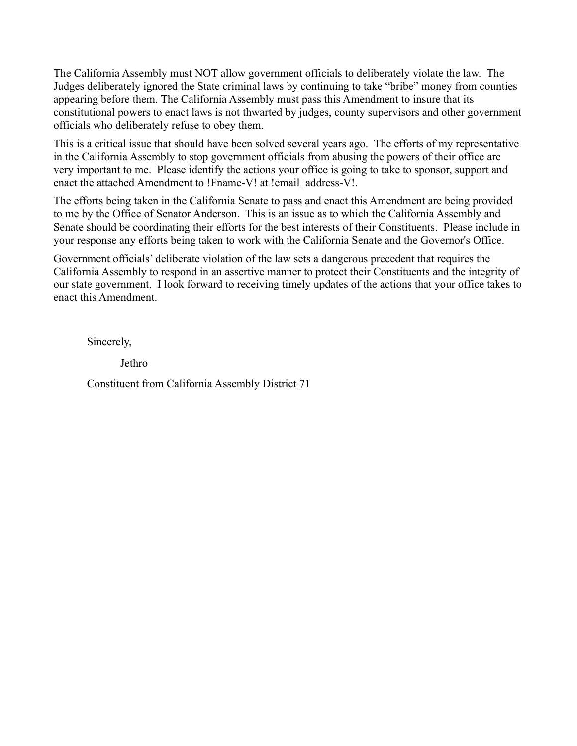The California Assembly must NOT allow government officials to deliberately violate the law. The Judges deliberately ignored the State criminal laws by continuing to take "bribe" money from counties appearing before them. The California Assembly must pass this Amendment to insure that its constitutional powers to enact laws is not thwarted by judges, county supervisors and other government officials who deliberately refuse to obey them.

This is a critical issue that should have been solved several years ago. The efforts of my representative in the California Assembly to stop government officials from abusing the powers of their office are very important to me. Please identify the actions your office is going to take to sponsor, support and enact the attached Amendment to !Fname-V! at !email_address-V!.

The efforts being taken in the California Senate to pass and enact this Amendment are being provided to me by the Office of Senator Anderson. This is an issue as to which the California Assembly and Senate should be coordinating their efforts for the best interests of their Constituents. Please include in your response any efforts being taken to work with the California Senate and the Governor's Office.

Government officials' deliberate violation of the law sets a dangerous precedent that requires the California Assembly to respond in an assertive manner to protect their Constituents and the integrity of our state government. I look forward to receiving timely updates of the actions that your office takes to enact this Amendment.

Sincerely,

Jethro

Constituent from California Assembly District 71